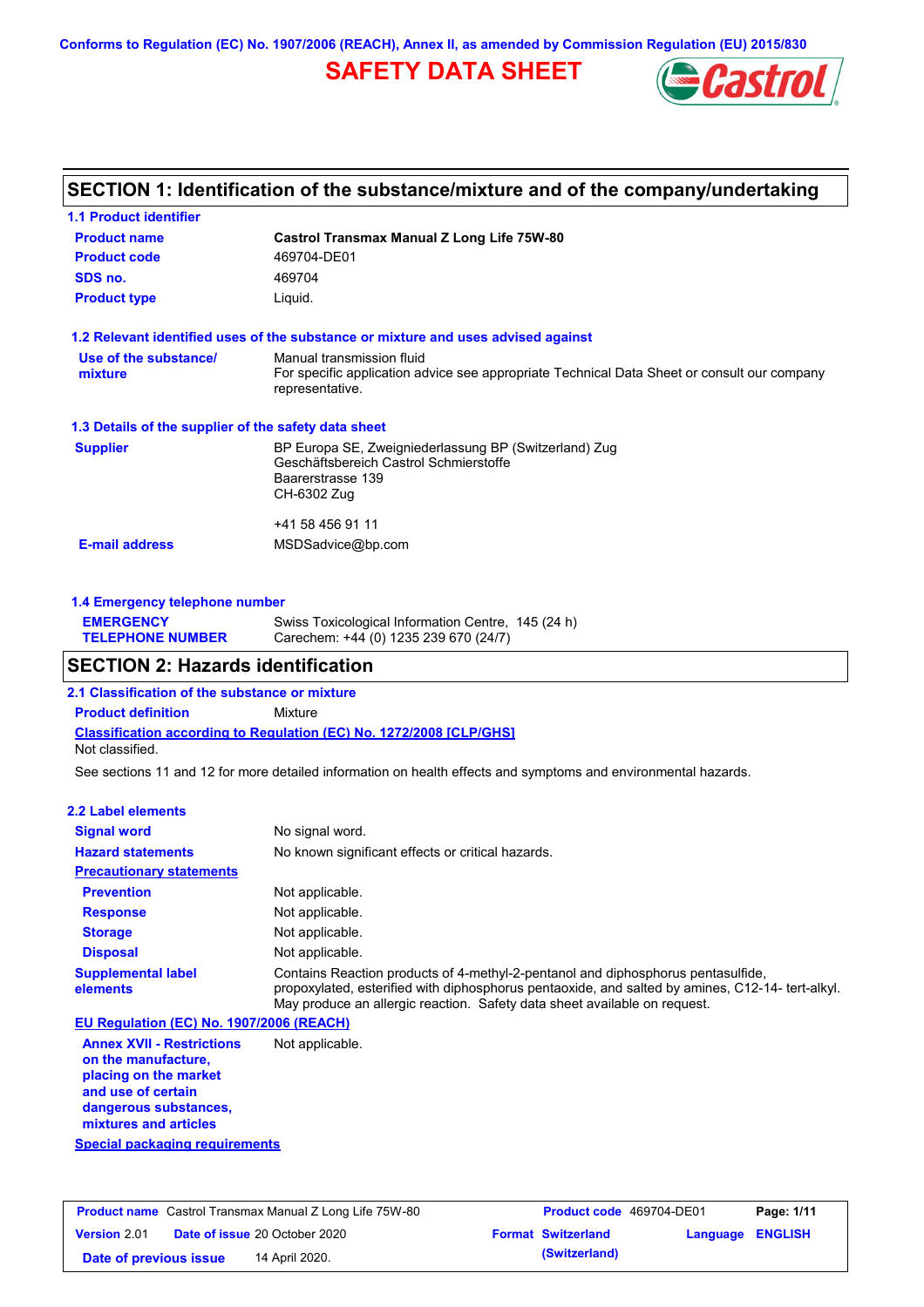Conforms to Regulation (EC) No. 1907/2006 (REACH), Annex II, as amended by Commission Regulation (EU) 2015/830

# SAFETY DATA SHEET

## SECTION 1: Identification of the substance/mixture and of the company/undertaking

### 1.1 Product identifier

| | |
|---|---|
| **Product name** | **Castrol Transmax Manual Z Long Life 75W-80** |
| **Product code** | 469704-DE01 |
| **SDS no.** | 469704 |
| **Product type** | Liquid. |

### 1.2 Relevant identified uses of the substance or mixture and uses advised against

| | |
|---|---|
| **Use of the substance/ mixture** | Manual transmission fluid<br>For specific application advice see appropriate Technical Data Sheet or consult our company representative. |

### 1.3 Details of the supplier of the safety data sheet

| | |
|---|---|
| **Supplier** | BP Europa SE, Zweigniederlassung BP (Switzerland) Zug<br>Geschäftsbereich Castrol Schmierstoffe<br>Baarerstrasse 139<br>CH-6302 Zug<br><br>+41 58 456 91 11 |
| **E-mail address** | MSDSadvice@bp.com |

### 1.4 Emergency telephone number

| | |
|---|---|
| **EMERGENCY TELEPHONE NUMBER** | Swiss Toxicological Information Centre, 145 (24 h)<br>Carechem: +44 (0) 1235 239 670 (24/7) |

## SECTION 2: Hazards identification

### 2.1 Classification of the substance or mixture

**Product definition** Mixture

**Classification according to Regulation (EC) No. 1272/2008 [CLP/GHS]**

Not classified.

See sections 11 and 12 for more detailed information on health effects and symptoms and environmental hazards.

### 2.2 Label elements

| | |
|---|---|
| **Signal word** | No signal word. |
| **Hazard statements** | No known significant effects or critical hazards. |

**Precautionary statements**

| | |
|---|---|
| **Prevention** | Not applicable. |
| **Response** | Not applicable. |
| **Storage** | Not applicable. |
| **Disposal** | Not applicable. |
| **Supplemental label elements** | Contains Reaction products of 4-methyl-2-pentanol and diphosphorus pentasulfide, propoxylated, esterified with diphosphorus pentaoxide, and salted by amines, C12-14- tert-alkyl. May produce an allergic reaction. Safety data sheet available on request. |

**EU Regulation (EC) No. 1907/2006 (REACH)**

| | |
|---|---|
| **Annex XVII - Restrictions on the manufacture, placing on the market and use of certain dangerous substances, mixtures and articles** | Not applicable. |

**Special packaging requirements**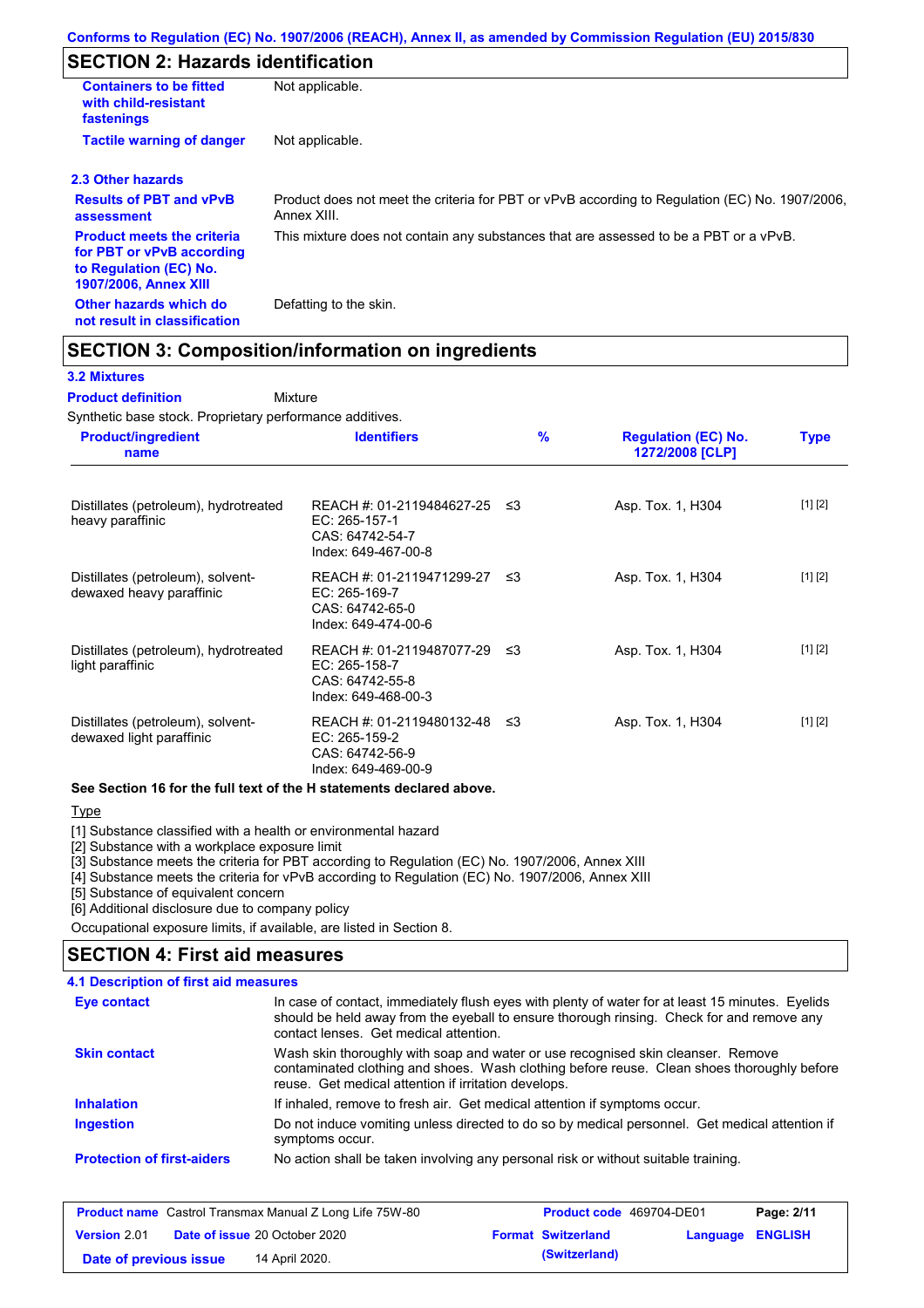## SECTION 2: Hazards identification

| | |
|---|---|
| **Containers to be fitted with child-resistant fastenings** | Not applicable. |
| **Tactile warning of danger** | Not applicable. |

### 2.3 Other hazards

| | |
|---|---|
| **Results of PBT and vPvB assessment** | Product does not meet the criteria for PBT or vPvB according to Regulation (EC) No. 1907/2006, Annex XIII. |
| **Product meets the criteria for PBT or vPvB according to Regulation (EC) No. 1907/2006, Annex XIII** | This mixture does not contain any substances that are assessed to be a PBT or a vPvB. |
| **Other hazards which do not result in classification** | Defatting to the skin. |

## SECTION 3: Composition/information on ingredients

### 3.2 Mixtures

**Product definition** Mixture

Synthetic base stock. Proprietary performance additives.

| Product/ingredient name | Identifiers | % | Regulation (EC) No. 1272/2008 [CLP] | Type |
|---|---|---|---|---|
| Distillates (petroleum), hydrotreated heavy paraffinic | REACH #: 01-2119484627-25<br>EC: 265-157-1<br>CAS: 64742-54-7<br>Index: 649-467-00-8 | ≤3 | Asp. Tox. 1, H304 | [1] [2] |
| Distillates (petroleum), solvent-dewaxed heavy paraffinic | REACH #: 01-2119471299-27<br>EC: 265-169-7<br>CAS: 64742-65-0<br>Index: 649-474-00-6 | ≤3 | Asp. Tox. 1, H304 | [1] [2] |
| Distillates (petroleum), hydrotreated light paraffinic | REACH #: 01-2119487077-29<br>EC: 265-158-7<br>CAS: 64742-55-8<br>Index: 649-468-00-3 | ≤3 | Asp. Tox. 1, H304 | [1] [2] |
| Distillates (petroleum), solvent-dewaxed light paraffinic | REACH #: 01-2119480132-48<br>EC: 265-159-2<br>CAS: 64742-56-9<br>Index: 649-469-00-9 | ≤3 | Asp. Tox. 1, H304 | [1] [2] |

**See Section 16 for the full text of the H statements declared above.**

Type

[1] Substance classified with a health or environmental hazard
[2] Substance with a workplace exposure limit
[3] Substance meets the criteria for PBT according to Regulation (EC) No. 1907/2006, Annex XIII
[4] Substance meets the criteria for vPvB according to Regulation (EC) No. 1907/2006, Annex XIII
[5] Substance of equivalent concern
[6] Additional disclosure due to company policy

Occupational exposure limits, if available, are listed in Section 8.

## SECTION 4: First aid measures

### 4.1 Description of first aid measures

| | |
|---|---|
| **Eye contact** | In case of contact, immediately flush eyes with plenty of water for at least 15 minutes. Eyelids should be held away from the eyeball to ensure thorough rinsing. Check for and remove any contact lenses. Get medical attention. |
| **Skin contact** | Wash skin thoroughly with soap and water or use recognised skin cleanser. Remove contaminated clothing and shoes. Wash clothing before reuse. Clean shoes thoroughly before reuse. Get medical attention if irritation develops. |
| **Inhalation** | If inhaled, remove to fresh air. Get medical attention if symptoms occur. |
| **Ingestion** | Do not induce vomiting unless directed to do so by medical personnel. Get medical attention if symptoms occur. |
| **Protection of first-aiders** | No action shall be taken involving any personal risk or without suitable training. |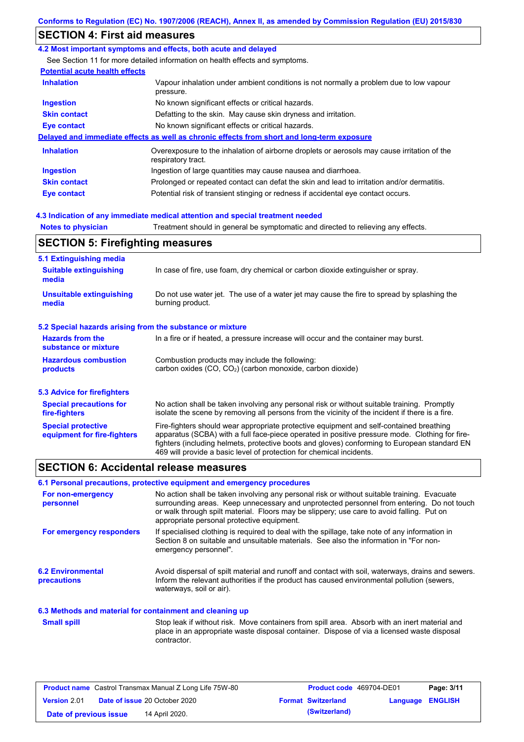## SECTION 4: First aid measures

### 4.2 Most important symptoms and effects, both acute and delayed

See Section 11 for more detailed information on health effects and symptoms.

**Potential acute health effects**

| | |
|---|---|
| **Inhalation** | Vapour inhalation under ambient conditions is not normally a problem due to low vapour pressure. |
| **Ingestion** | No known significant effects or critical hazards. |
| **Skin contact** | Defatting to the skin. May cause skin dryness and irritation. |
| **Eye contact** | No known significant effects or critical hazards. |

**Delayed and immediate effects as well as chronic effects from short and long-term exposure**

| | |
|---|---|
| **Inhalation** | Overexposure to the inhalation of airborne droplets or aerosols may cause irritation of the respiratory tract. |
| **Ingestion** | Ingestion of large quantities may cause nausea and diarrhoea. |
| **Skin contact** | Prolonged or repeated contact can defat the skin and lead to irritation and/or dermatitis. |
| **Eye contact** | Potential risk of transient stinging or redness if accidental eye contact occurs. |

### 4.3 Indication of any immediate medical attention and special treatment needed

**Notes to physician** Treatment should in general be symptomatic and directed to relieving any effects.

## SECTION 5: Firefighting measures

### 5.1 Extinguishing media

| | |
|---|---|
| **Suitable extinguishing media** | In case of fire, use foam, dry chemical or carbon dioxide extinguisher or spray. |
| **Unsuitable extinguishing media** | Do not use water jet. The use of a water jet may cause the fire to spread by splashing the burning product. |

### 5.2 Special hazards arising from the substance or mixture

| | |
|---|---|
| **Hazards from the substance or mixture** | In a fire or if heated, a pressure increase will occur and the container may burst. |
| **Hazardous combustion products** | Combustion products may include the following: carbon oxides (CO, $CO_2$) (carbon monoxide, carbon dioxide) |

### 5.3 Advice for firefighters

| | |
|---|---|
| **Special precautions for fire-fighters** | No action shall be taken involving any personal risk or without suitable training. Promptly isolate the scene by removing all persons from the vicinity of the incident if there is a fire. |
| **Special protective equipment for fire-fighters** | Fire-fighters should wear appropriate protective equipment and self-contained breathing apparatus (SCBA) with a full face-piece operated in positive pressure mode. Clothing for fire-fighters (including helmets, protective boots and gloves) conforming to European standard EN 469 will provide a basic level of protection for chemical incidents. |

## SECTION 6: Accidental release measures

### 6.1 Personal precautions, protective equipment and emergency procedures

| | |
|---|---|
| **For non-emergency personnel** | No action shall be taken involving any personal risk or without suitable training. Evacuate surrounding areas. Keep unnecessary and unprotected personnel from entering. Do not touch or walk through spilt material. Floors may be slippery; use care to avoid falling. Put on appropriate personal protective equipment. |
| **For emergency responders** | If specialised clothing is required to deal with the spillage, take note of any information in Section 8 on suitable and unsuitable materials. See also the information in "For non-emergency personnel". |

### 6.2 Environmental precautions

Avoid dispersal of spilt material and runoff and contact with soil, waterways, drains and sewers. Inform the relevant authorities if the product has caused environmental pollution (sewers, waterways, soil or air).

### 6.3 Methods and material for containment and cleaning up

| | |
|---|---|
| **Small spill** | Stop leak if without risk. Move containers from spill area. Absorb with an inert material and place in an appropriate waste disposal container. Dispose of via a licensed waste disposal contractor. |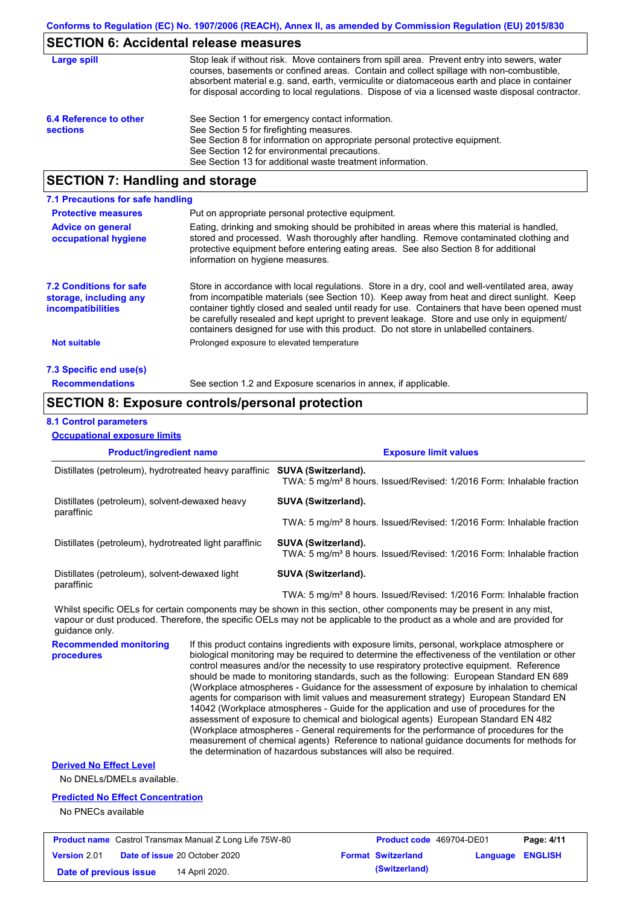## SECTION 6: Accidental release measures

**Large spill**

Stop leak if without risk. Move containers from spill area. Prevent entry into sewers, water courses, basements or confined areas. Contain and collect spillage with non-combustible, absorbent material e.g. sand, earth, vermiculite or diatomaceous earth and place in container for disposal according to local regulations. Dispose of via a licensed waste disposal contractor.

**6.4 Reference to other sections**

See Section 1 for emergency contact information.
See Section 5 for firefighting measures.
See Section 8 for information on appropriate personal protective equipment.
See Section 12 for environmental precautions.
See Section 13 for additional waste treatment information.

## SECTION 7: Handling and storage

### 7.1 Precautions for safe handling

**Protective measures**

Put on appropriate personal protective equipment.

**Advice on general occupational hygiene**

Eating, drinking and smoking should be prohibited in areas where this material is handled, stored and processed. Wash thoroughly after handling. Remove contaminated clothing and protective equipment before entering eating areas. See also Section 8 for additional information on hygiene measures.

**7.2 Conditions for safe storage, including any incompatibilities**

Store in accordance with local regulations. Store in a dry, cool and well-ventilated area, away from incompatible materials (see Section 10). Keep away from heat and direct sunlight. Keep container tightly closed and sealed until ready for use. Containers that have been opened must be carefully resealed and kept upright to prevent leakage. Store and use only in equipment/ containers designed for use with this product. Do not store in unlabelled containers.

**Not suitable**

Prolonged exposure to elevated temperature

### 7.3 Specific end use(s)

**Recommendations**

See section 1.2 and Exposure scenarios in annex, if applicable.

## SECTION 8: Exposure controls/personal protection

### 8.1 Control parameters

**Occupational exposure limits**

| Product/ingredient name | Exposure limit values |
| --- | --- |
| Distillates (petroleum), hydrotreated heavy paraffinic | **SUVA (Switzerland).** TWA: 5 mg/m³ 8 hours. Issued/Revised: 1/2016 Form: Inhalable fraction |
| Distillates (petroleum), solvent-dewaxed heavy paraffinic | **SUVA (Switzerland).** TWA: 5 mg/m³ 8 hours. Issued/Revised: 1/2016 Form: Inhalable fraction |
| Distillates (petroleum), hydrotreated light paraffinic | **SUVA (Switzerland).** TWA: 5 mg/m³ 8 hours. Issued/Revised: 1/2016 Form: Inhalable fraction |
| Distillates (petroleum), solvent-dewaxed light paraffinic | **SUVA (Switzerland).** TWA: 5 mg/m³ 8 hours. Issued/Revised: 1/2016 Form: Inhalable fraction |

Whilst specific OELs for certain components may be shown in this section, other components may be present in any mist, vapour or dust produced. Therefore, the specific OELs may not be applicable to the product as a whole and are provided for guidance only.

**Recommended monitoring procedures**

If this product contains ingredients with exposure limits, personal, workplace atmosphere or biological monitoring may be required to determine the effectiveness of the ventilation or other control measures and/or the necessity to use respiratory protective equipment. Reference should be made to monitoring standards, such as the following: European Standard EN 689 (Workplace atmospheres - Guidance for the assessment of exposure by inhalation to chemical agents for comparison with limit values and measurement strategy) European Standard EN 14042 (Workplace atmospheres - Guide for the application and use of procedures for the assessment of exposure to chemical and biological agents) European Standard EN 482 (Workplace atmospheres - General requirements for the performance of procedures for the measurement of chemical agents) Reference to national guidance documents for methods for the determination of hazardous substances will also be required.

**Derived No Effect Level**

No DNELs/DMELs available.

**Predicted No Effect Concentration**

No PNECs available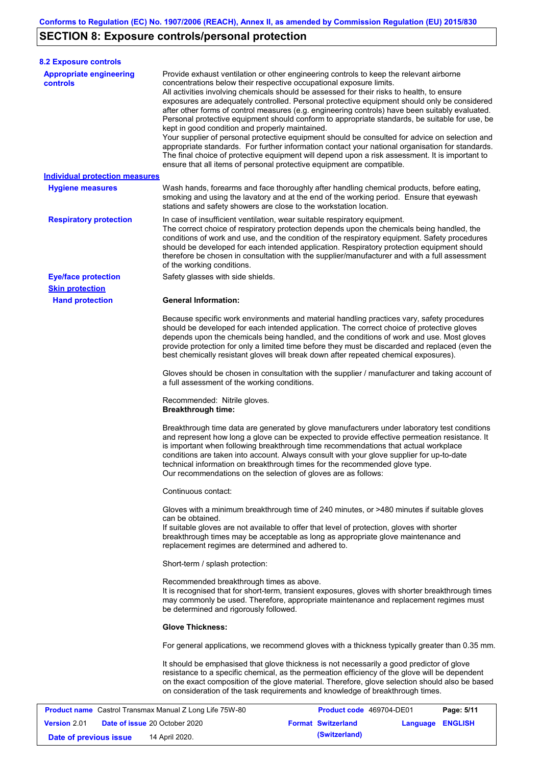## SECTION 8: Exposure controls/personal protection

### 8.2 Exposure controls

**Appropriate engineering controls**

Provide exhaust ventilation or other engineering controls to keep the relevant airborne concentrations below their respective occupational exposure limits.
All activities involving chemicals should be assessed for their risks to health, to ensure exposures are adequately controlled. Personal protective equipment should only be considered after other forms of control measures (e.g. engineering controls) have been suitably evaluated. Personal protective equipment should conform to appropriate standards, be suitable for use, be kept in good condition and properly maintained.
Your supplier of personal protective equipment should be consulted for advice on selection and appropriate standards. For further information contact your national organisation for standards. The final choice of protective equipment will depend upon a risk assessment. It is important to ensure that all items of personal protective equipment are compatible.

**Individual protection measures**

**Hygiene measures**

Wash hands, forearms and face thoroughly after handling chemical products, before eating, smoking and using the lavatory and at the end of the working period. Ensure that eyewash stations and safety showers are close to the workstation location.

**Respiratory protection**

In case of insufficient ventilation, wear suitable respiratory equipment.
The correct choice of respiratory protection depends upon the chemicals being handled, the conditions of work and use, and the condition of the respiratory equipment. Safety procedures should be developed for each intended application. Respiratory protection equipment should therefore be chosen in consultation with the supplier/manufacturer and with a full assessment of the working conditions.

**Eye/face protection**

Safety glasses with side shields.

**Skin protection**

**Hand protection**

**General Information:**

Because specific work environments and material handling practices vary, safety procedures should be developed for each intended application. The correct choice of protective gloves depends upon the chemicals being handled, and the conditions of work and use. Most gloves provide protection for only a limited time before they must be discarded and replaced (even the best chemically resistant gloves will break down after repeated chemical exposures).

Gloves should be chosen in consultation with the supplier / manufacturer and taking account of a full assessment of the working conditions.

Recommended: Nitrile gloves.
**Breakthrough time:**

Breakthrough time data are generated by glove manufacturers under laboratory test conditions and represent how long a glove can be expected to provide effective permeation resistance. It is important when following breakthrough time recommendations that actual workplace conditions are taken into account. Always consult with your glove supplier for up-to-date technical information on breakthrough times for the recommended glove type.
Our recommendations on the selection of gloves are as follows:

Continuous contact:

Gloves with a minimum breakthrough time of 240 minutes, or >480 minutes if suitable gloves can be obtained.
If suitable gloves are not available to offer that level of protection, gloves with shorter breakthrough times may be acceptable as long as appropriate glove maintenance and replacement regimes are determined and adhered to.

Short-term / splash protection:

Recommended breakthrough times as above.
It is recognised that for short-term, transient exposures, gloves with shorter breakthrough times may commonly be used. Therefore, appropriate maintenance and replacement regimes must be determined and rigorously followed.

**Glove Thickness:**

For general applications, we recommend gloves with a thickness typically greater than 0.35 mm.

It should be emphasised that glove thickness is not necessarily a good predictor of glove resistance to a specific chemical, as the permeation efficiency of the glove will be dependent on the exact composition of the glove material. Therefore, glove selection should also be based on consideration of the task requirements and knowledge of breakthrough times.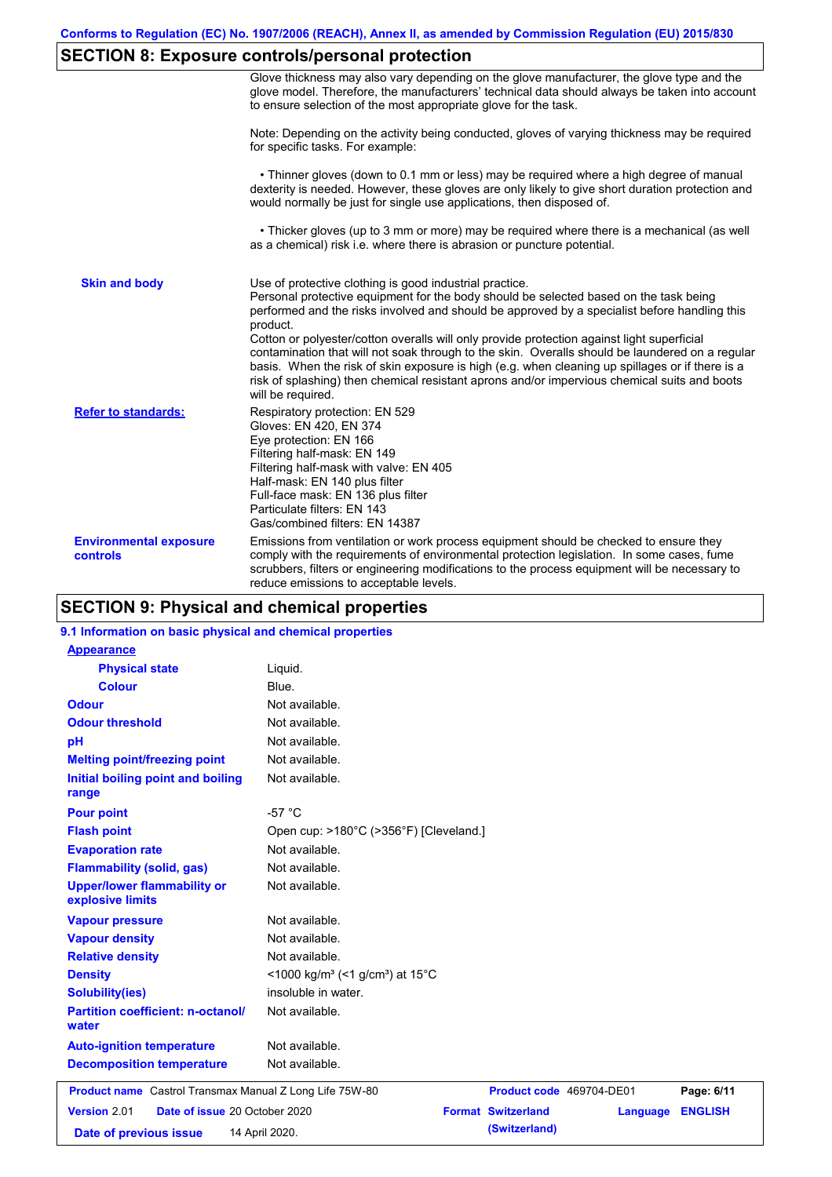## SECTION 8: Exposure controls/personal protection

Glove thickness may also vary depending on the glove manufacturer, the glove type and the glove model. Therefore, the manufacturers' technical data should always be taken into account to ensure selection of the most appropriate glove for the task.

Note: Depending on the activity being conducted, gloves of varying thickness may be required for specific tasks. For example:

• Thinner gloves (down to 0.1 mm or less) may be required where a high degree of manual dexterity is needed. However, these gloves are only likely to give short duration protection and would normally be just for single use applications, then disposed of.

• Thicker gloves (up to 3 mm or more) may be required where there is a mechanical (as well as a chemical) risk i.e. where there is abrasion or puncture potential.

**Skin and body**

Use of protective clothing is good industrial practice.
Personal protective equipment for the body should be selected based on the task being performed and the risks involved and should be approved by a specialist before handling this product.
Cotton or polyester/cotton overalls will only provide protection against light superficial contamination that will not soak through to the skin. Overalls should be laundered on a regular basis. When the risk of skin exposure is high (e.g. when cleaning up spillages or if there is a risk of splashing) then chemical resistant aprons and/or impervious chemical suits and boots will be required.

**Refer to standards:**

Respiratory protection: EN 529
Gloves: EN 420, EN 374
Eye protection: EN 166
Filtering half-mask: EN 149
Filtering half-mask with valve: EN 405
Half-mask: EN 140 plus filter
Full-face mask: EN 136 plus filter
Particulate filters: EN 143
Gas/combined filters: EN 14387

**Environmental exposure controls**

Emissions from ventilation or work process equipment should be checked to ensure they comply with the requirements of environmental protection legislation. In some cases, fume scrubbers, filters or engineering modifications to the process equipment will be necessary to reduce emissions to acceptable levels.

## SECTION 9: Physical and chemical properties

### 9.1 Information on basic physical and chemical properties

| Property | Value |
|---|---|
| **Appearance** | |
| Physical state | Liquid. |
| Colour | Blue. |
| Odour | Not available. |
| Odour threshold | Not available. |
| pH | Not available. |
| Melting point/freezing point | Not available. |
| Initial boiling point and boiling range | Not available. |
| Pour point | -57 °C |
| Flash point | Open cup: >180°C (>356°F) [Cleveland.] |
| Evaporation rate | Not available. |
| Flammability (solid, gas) | Not available. |
| Upper/lower flammability or explosive limits | Not available. |
| Vapour pressure | Not available. |
| Vapour density | Not available. |
| Relative density | Not available. |
| Density | <1000 kg/m³ (<1 g/cm³) at 15°C |
| Solubility(ies) | insoluble in water. |
| Partition coefficient: n-octanol/water | Not available. |
| Auto-ignition temperature | Not available. |
| Decomposition temperature | Not available. |

| **Product name** Castrol Transmax Manual Z Long Life 75W-80 | **Product code** 469704-DE01 |
|---|---|
| **Version** 2.01 **Date of issue** 20 October 2020 | **Format** Switzerland (Switzerland) **Language** ENGLISH |
| **Date of previous issue** 14 April 2020. | |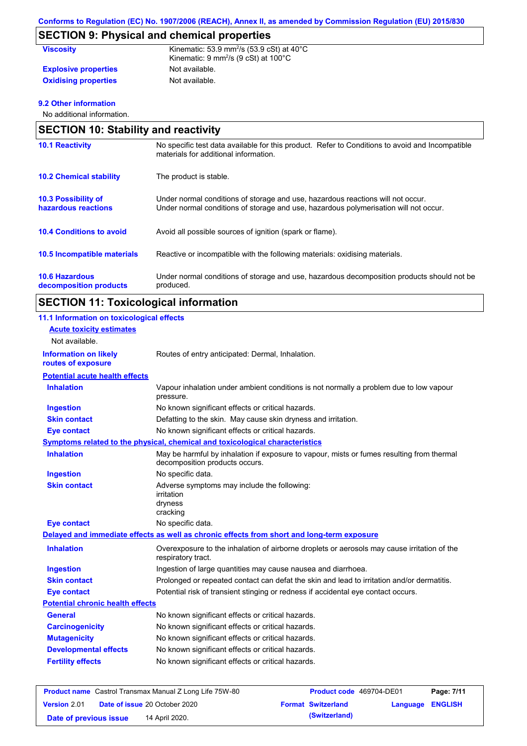## SECTION 9: Physical and chemical properties

| | |
|---|---|
| **Viscosity** | Kinematic: 53.9 $mm^2/s$ (53.9 cSt) at 40°C<br>Kinematic: 9 $mm^2/s$ (9 cSt) at 100°C |
| **Explosive properties** | Not available. |
| **Oxidising properties** | Not available. |

**9.2 Other information**

No additional information.

## SECTION 10: Stability and reactivity

| | |
|---|---|
| **10.1 Reactivity** | No specific test data available for this product. Refer to Conditions to avoid and Incompatible materials for additional information. |
| **10.2 Chemical stability** | The product is stable. |
| **10.3 Possibility of hazardous reactions** | Under normal conditions of storage and use, hazardous reactions will not occur.<br>Under normal conditions of storage and use, hazardous polymerisation will not occur. |
| **10.4 Conditions to avoid** | Avoid all possible sources of ignition (spark or flame). |
| **10.5 Incompatible materials** | Reactive or incompatible with the following materials: oxidising materials. |
| **10.6 Hazardous decomposition products** | Under normal conditions of storage and use, hazardous decomposition products should not be produced. |

## SECTION 11: Toxicological information

**11.1 Information on toxicological effects**

**Acute toxicity estimates**

Not available.

| | |
|---|---|
| **Information on likely routes of exposure** | Routes of entry anticipated: Dermal, Inhalation. |

**Potential acute health effects**

| | |
|---|---|
| **Inhalation** | Vapour inhalation under ambient conditions is not normally a problem due to low vapour pressure. |
| **Ingestion** | No known significant effects or critical hazards. |
| **Skin contact** | Defatting to the skin. May cause skin dryness and irritation. |
| **Eye contact** | No known significant effects or critical hazards. |

**Symptoms related to the physical, chemical and toxicological characteristics**

| | |
|---|---|
| **Inhalation** | May be harmful by inhalation if exposure to vapour, mists or fumes resulting from thermal decomposition products occurs. |
| **Ingestion** | No specific data. |
| **Skin contact** | Adverse symptoms may include the following:<br>irritation<br>dryness<br>cracking |
| **Eye contact** | No specific data. |

**Delayed and immediate effects as well as chronic effects from short and long-term exposure**

| | |
|---|---|
| **Inhalation** | Overexposure to the inhalation of airborne droplets or aerosols may cause irritation of the respiratory tract. |
| **Ingestion** | Ingestion of large quantities may cause nausea and diarrhoea. |
| **Skin contact** | Prolonged or repeated contact can defat the skin and lead to irritation and/or dermatitis. |
| **Eye contact** | Potential risk of transient stinging or redness if accidental eye contact occurs. |

**Potential chronic health effects**

| | |
|---|---|
| **General** | No known significant effects or critical hazards. |
| **Carcinogenicity** | No known significant effects or critical hazards. |
| **Mutagenicity** | No known significant effects or critical hazards. |
| **Developmental effects** | No known significant effects or critical hazards. |
| **Fertility effects** | No known significant effects or critical hazards. |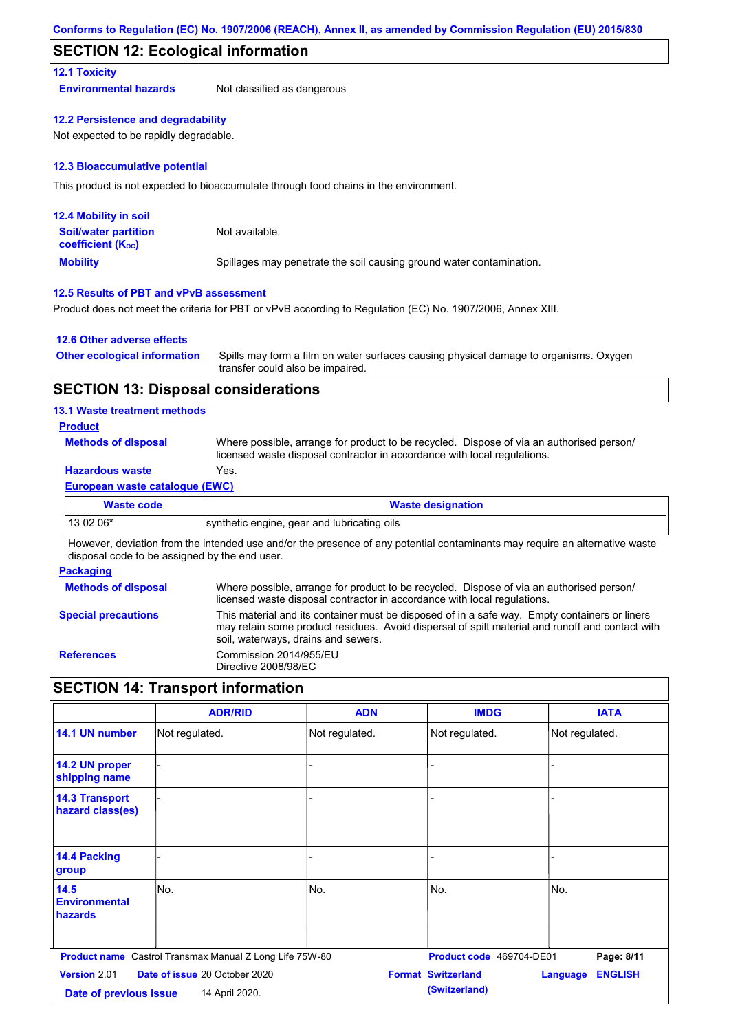## SECTION 12: Ecological information

### 12.1 Toxicity

**Environmental hazards** Not classified as dangerous

### 12.2 Persistence and degradability

Not expected to be rapidly degradable.

### 12.3 Bioaccumulative potential

This product is not expected to bioaccumulate through food chains in the environment.

### 12.4 Mobility in soil

**Soil/water partition coefficient ($K_{OC}$)** Not available.

**Mobility** Spillages may penetrate the soil causing ground water contamination.

### 12.5 Results of PBT and vPvB assessment

Product does not meet the criteria for PBT or vPvB according to Regulation (EC) No. 1907/2006, Annex XIII.

### 12.6 Other adverse effects

**Other ecological information** Spills may form a film on water surfaces causing physical damage to organisms. Oxygen transfer could also be impaired.

## SECTION 13: Disposal considerations

### 13.1 Waste treatment methods

**Product**

**Methods of disposal** Where possible, arrange for product to be recycled. Dispose of via an authorised person/ licensed waste disposal contractor in accordance with local regulations.

**Hazardous waste** Yes.

**European waste catalogue (EWC)**

| Waste code | Waste designation |
|---|---|
| 13 02 06* | synthetic engine, gear and lubricating oils |

However, deviation from the intended use and/or the presence of any potential contaminants may require an alternative waste disposal code to be assigned by the end user.

**Packaging**

**Methods of disposal** Where possible, arrange for product to be recycled. Dispose of via an authorised person/ licensed waste disposal contractor in accordance with local regulations.

**Special precautions** This material and its container must be disposed of in a safe way. Empty containers or liners may retain some product residues. Avoid dispersal of spilt material and runoff and contact with soil, waterways, drains and sewers.

**References** Commission 2014/955/EU
Directive 2008/98/EC

## SECTION 14: Transport information

| | ADR/RID | ADN | IMDG | IATA |
|---|---|---|---|---|
| 14.1 UN number | Not regulated. | Not regulated. | Not regulated. | Not regulated. |
| 14.2 UN proper shipping name | - | - | - | - |
| 14.3 Transport hazard class(es) | - | - | - | - |
| 14.4 Packing group | - | - | - | - |
| 14.5 Environmental hazards | No. | No. | No. | No. |
| | | | | |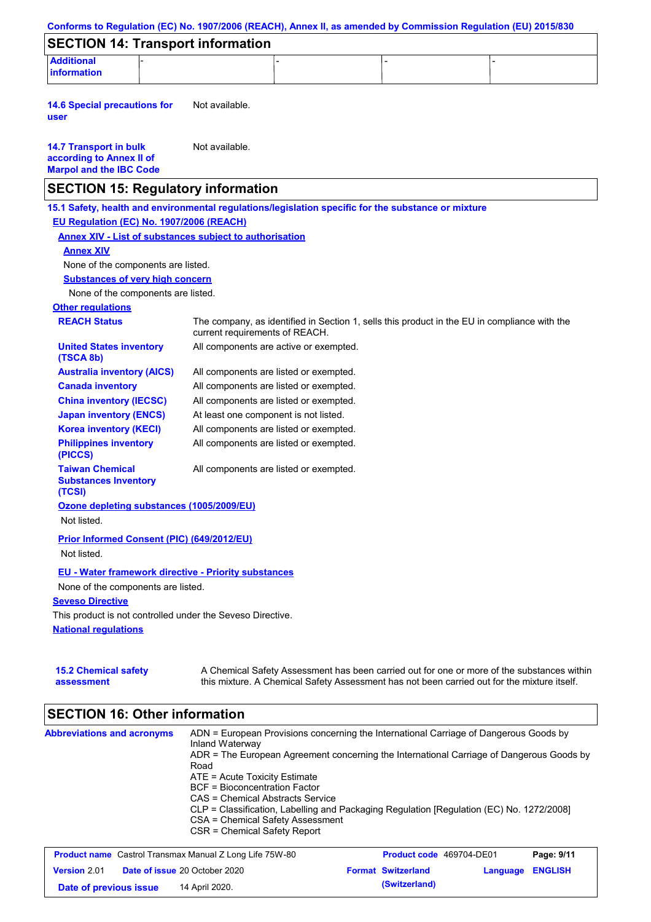## SECTION 14: Transport information

| Additional information | - | - | - | - |
|---|---|---|---|---|

**14.6 Special precautions for user** Not available.

**14.7 Transport in bulk according to Annex II of Marpol and the IBC Code** Not available.

## SECTION 15: Regulatory information

**15.1 Safety, health and environmental regulations/legislation specific for the substance or mixture**

**EU Regulation (EC) No. 1907/2006 (REACH)**

**Annex XIV - List of substances subject to authorisation**

**Annex XIV**

None of the components are listed.

**Substances of very high concern**

None of the components are listed.

**Other regulations**

| | |
|---|---|
| **REACH Status** | The company, as identified in Section 1, sells this product in the EU in compliance with the current requirements of REACH. |
| **United States inventory (TSCA 8b)** | All components are active or exempted. |
| **Australia inventory (AICS)** | All components are listed or exempted. |
| **Canada inventory** | All components are listed or exempted. |
| **China inventory (IECSC)** | All components are listed or exempted. |
| **Japan inventory (ENCS)** | At least one component is not listed. |
| **Korea inventory (KECI)** | All components are listed or exempted. |
| **Philippines inventory (PICCS)** | All components are listed or exempted. |
| **Taiwan Chemical Substances Inventory (TCSI)** | All components are listed or exempted. |

**Ozone depleting substances (1005/2009/EU)**

Not listed.

**Prior Informed Consent (PIC) (649/2012/EU)**

Not listed.

**EU - Water framework directive - Priority substances**

None of the components are listed.

**Seveso Directive**

This product is not controlled under the Seveso Directive.

**National regulations**

**15.2 Chemical safety assessment** A Chemical Safety Assessment has been carried out for one or more of the substances within this mixture. A Chemical Safety Assessment has not been carried out for the mixture itself.

## SECTION 16: Other information

**Abbreviations and acronyms**

ADN = European Provisions concerning the International Carriage of Dangerous Goods by Inland Waterway
ADR = The European Agreement concerning the International Carriage of Dangerous Goods by Road
ATE = Acute Toxicity Estimate
BCF = Bioconcentration Factor
CAS = Chemical Abstracts Service
CLP = Classification, Labelling and Packaging Regulation [Regulation (EC) No. 1272/2008]
CSA = Chemical Safety Assessment
CSR = Chemical Safety Report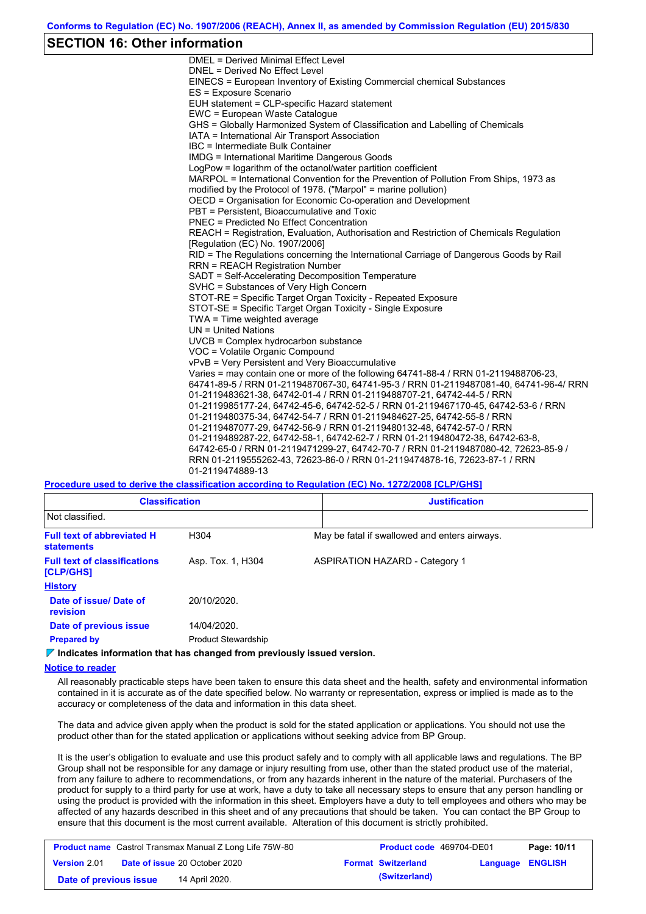## SECTION 16: Other information

DMEL = Derived Minimal Effect Level
DNEL = Derived No Effect Level
EINECS = European Inventory of Existing Commercial chemical Substances
ES = Exposure Scenario
EUH statement = CLP-specific Hazard statement
EWC = European Waste Catalogue
GHS = Globally Harmonized System of Classification and Labelling of Chemicals
IATA = International Air Transport Association
IBC = Intermediate Bulk Container
IMDG = International Maritime Dangerous Goods
LogPow = logarithm of the octanol/water partition coefficient
MARPOL = International Convention for the Prevention of Pollution From Ships, 1973 as modified by the Protocol of 1978. ("Marpol" = marine pollution)
OECD = Organisation for Economic Co-operation and Development
PBT = Persistent, Bioaccumulative and Toxic
PNEC = Predicted No Effect Concentration
REACH = Registration, Evaluation, Authorisation and Restriction of Chemicals Regulation [Regulation (EC) No. 1907/2006]
RID = The Regulations concerning the International Carriage of Dangerous Goods by Rail
RRN = REACH Registration Number
SADT = Self-Accelerating Decomposition Temperature
SVHC = Substances of Very High Concern
STOT-RE = Specific Target Organ Toxicity - Repeated Exposure
STOT-SE = Specific Target Organ Toxicity - Single Exposure
TWA = Time weighted average
UN = United Nations
UVCB = Complex hydrocarbon substance
VOC = Volatile Organic Compound
vPvB = Very Persistent and Very Bioaccumulative
Varies = may contain one or more of the following 64741-88-4 / RRN 01-2119488706-23, 64741-89-5 / RRN 01-2119487067-30, 64741-95-3 / RRN 01-2119487081-40, 64741-96-4/ RRN 01-2119483621-38, 64742-01-4 / RRN 01-2119488707-21, 64742-44-5 / RRN 01-2119985177-24, 64742-45-6, 64742-52-5 / RRN 01-2119467170-45, 64742-53-6 / RRN 01-2119480375-34, 64742-54-7 / RRN 01-2119484627-25, 64742-55-8 / RRN 01-2119487077-29, 64742-56-9 / RRN 01-2119480132-48, 64742-57-0 / RRN 01-2119489287-22, 64742-58-1, 64742-62-7 / RRN 01-2119480472-38, 64742-63-8, 64742-65-0 / RRN 01-2119471299-27, 64742-70-7 / RRN 01-2119487080-42, 72623-85-9 / RRN 01-2119555262-43, 72623-86-0 / RRN 01-2119474878-16, 72623-87-1 / RRN 01-2119474889-13

**Procedure used to derive the classification according to Regulation (EC) No. 1272/2008 [CLP/GHS]**

| Classification | Justification |
|---|---|
| Not classified. | |

**Full text of abbreviated H statements** — H304: May be fatal if swallowed and enters airways.

**Full text of classifications [CLP/GHS]** — Asp. Tox. 1, H304: ASPIRATION HAZARD - Category 1

**History**

**Date of issue/ Date of revision**: 20/10/2020.

**Date of previous issue**: 14/04/2020.

**Prepared by**: Product Stewardship

**Indicates information that has changed from previously issued version.**

**Notice to reader**

All reasonably practicable steps have been taken to ensure this data sheet and the health, safety and environmental information contained in it is accurate as of the date specified below. No warranty or representation, express or implied is made as to the accuracy or completeness of the data and information in this data sheet.

The data and advice given apply when the product is sold for the stated application or applications. You should not use the product other than for the stated application or applications without seeking advice from BP Group.

It is the user's obligation to evaluate and use this product safely and to comply with all applicable laws and regulations. The BP Group shall not be responsible for any damage or injury resulting from use, other than the stated product use of the material, from any failure to adhere to recommendations, or from any hazards inherent in the nature of the material. Purchasers of the product for supply to a third party for use at work, have a duty to take all necessary steps to ensure that any person handling or using the product is provided with the information in this sheet. Employers have a duty to tell employees and others who may be affected of any hazards described in this sheet and of any precautions that should be taken. You can contact the BP Group to ensure that this document is the most current available. Alteration of this document is strictly prohibited.